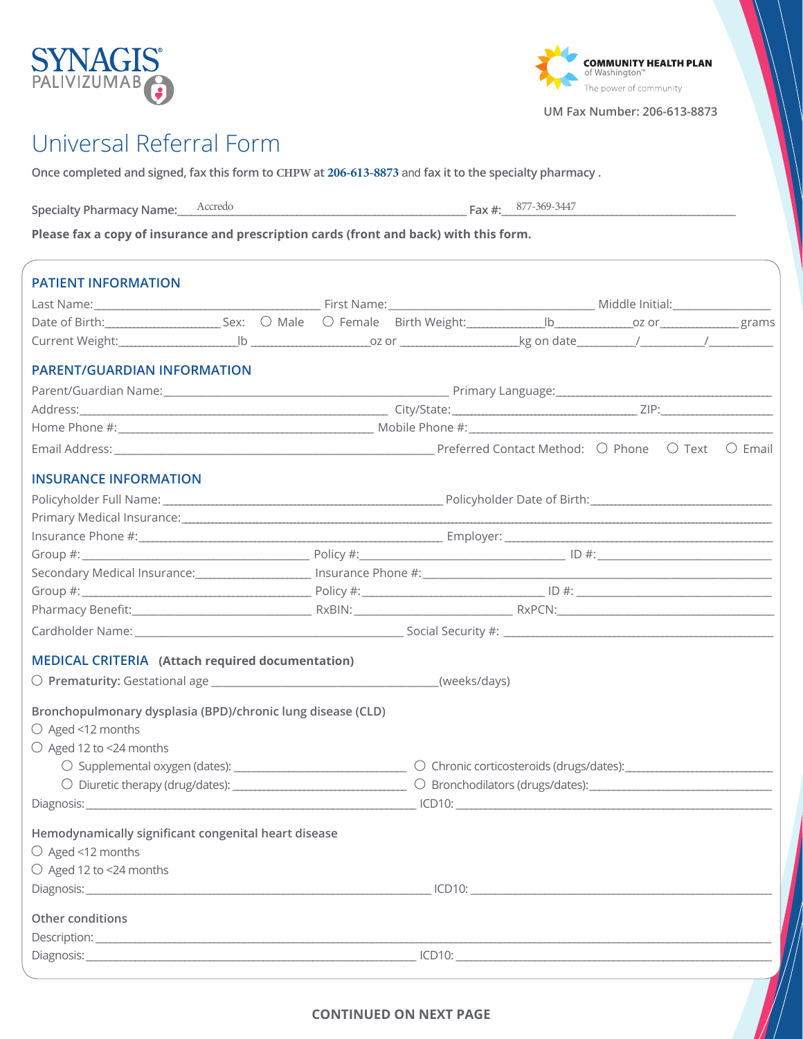SYNAGIS®
PALIVIZUMAB

COMMUNITY HEALTH PLAN of Washington™
The power of community

UM Fax Number: 206-613-8873

# Universal Referral Form

**Once completed and signed, fax this form to CHPW at 206-613-8873 and fax it to the specialty pharmacy .**

**Specialty Pharmacy Name:** Accredo **Fax #:** 877-369-3447

**Please fax a copy of insurance and prescription cards (front and back) with this form.**

## PATIENT INFORMATION

Last Name:____________________ First Name:____________________ Middle Initial:__________

Date of Birth:__________ Sex: ○ Male ○ Female Birth Weight:________lb________oz or________grams

Current Weight:__________lb __________oz or __________kg on date_____/_____/_____

## PARENT/GUARDIAN INFORMATION

Parent/Guardian Name:____________________ Primary Language:____________________

Address:____________________ City/State:____________________ ZIP:__________

Home Phone #:____________________ Mobile Phone #:____________________

Email Address:____________________ Preferred Contact Method: ○ Phone ○ Text ○ Email

## INSURANCE INFORMATION

Policyholder Full Name:____________________ Policyholder Date of Birth:____________________

Primary Medical Insurance:________________________________________

Insurance Phone #:____________________ Employer:____________________

Group #:__________ Policy #:__________ ID #:__________

Secondary Medical Insurance:__________ Insurance Phone #:____________________

Group #:__________ Policy #:__________ ID #:__________

Pharmacy Benefit:__________ RxBIN:__________ RxPCN:__________

Cardholder Name:____________________ Social Security #:____________________

## MEDICAL CRITERIA (Attach required documentation)

○ **Prematurity:** Gestational age ____________________(weeks/days)

### Bronchopulmonary dysplasia (BPD)/chronic lung disease (CLD)

○ Aged <12 months

○ Aged 12 to <24 months

- ○ Supplemental oxygen (dates): __________ ○ Chronic corticosteroids (drugs/dates):__________
- ○ Diuretic therapy (drug/dates): __________ ○ Bronchodilators (drugs/dates):__________

Diagnosis:____________________ ICD10:____________________

### Hemodynamically significant congenital heart disease

○ Aged <12 months

○ Aged 12 to <24 months

Diagnosis:____________________ ICD10:____________________

### Other conditions

Description:________________________________________

Diagnosis:____________________ ICD10:____________________

**CONTINUED ON NEXT PAGE**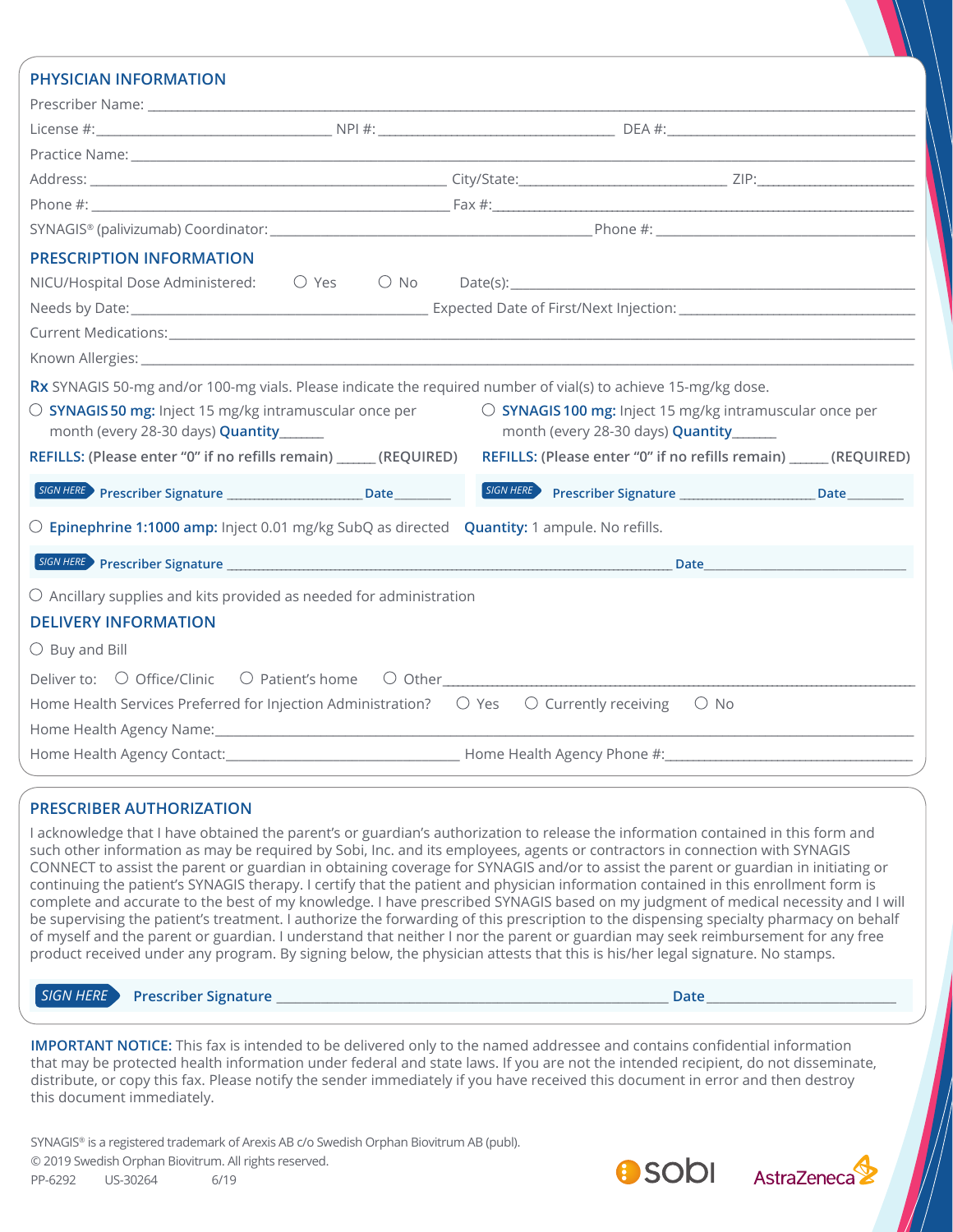## PHYSICIAN INFORMATION

Prescriber Name: ______________________________

License #: ____________ NPI #: ____________ DEA #: ____________

Practice Name: ______________________________

Address: ____________ City/State: ____________ ZIP: ____________

Phone #: ____________ Fax #: ____________

SYNAGIS® (palivizumab) Coordinator: ____________ Phone #: ____________

## PRESCRIPTION INFORMATION

NICU/Hospital Dose Administered: ○ Yes ○ No Date(s): ____________

Needs by Date: ____________ Expected Date of First/Next Injection: ____________

Current Medications: ______________________________

Known Allergies: ______________________________

**Rx** SYNAGIS 50-mg and/or 100-mg vials. Please indicate the required number of vial(s) to achieve 15-mg/kg dose.

○ **SYNAGIS 50 mg:** Inject 15 mg/kg intramuscular once per month (every 28-30 days) **Quantity**______

**REFILLS:** (Please enter "0" if no refills remain) _____ (REQUIRED)

SIGN HERE **Prescriber Signature** ____________ **Date** ________

○ **SYNAGIS 100 mg:** Inject 15 mg/kg intramuscular once per month (every 28-30 days) **Quantity**______

**REFILLS:** (Please enter "0" if no refills remain) _____ (REQUIRED)

SIGN HERE **Prescriber Signature** ____________ **Date** ________

○ **Epinephrine 1:1000 amp:** Inject 0.01 mg/kg SubQ as directed **Quantity:** 1 ampule. No refills.

SIGN HERE **Prescriber Signature** ______________________________ **Date** ____________

○ Ancillary supplies and kits provided as needed for administration

## DELIVERY INFORMATION

○ Buy and Bill

Deliver to: ○ Office/Clinic ○ Patient's home ○ Other ____________

Home Health Services Preferred for Injection Administration? ○ Yes ○ Currently receiving ○ No

Home Health Agency Name: ______________________________

Home Health Agency Contact: ____________ Home Health Agency Phone #: ____________

## PRESCRIBER AUTHORIZATION

I acknowledge that I have obtained the parent's or guardian's authorization to release the information contained in this form and such other information as may be required by Sobi, Inc. and its employees, agents or contractors in connection with SYNAGIS CONNECT to assist the parent or guardian in obtaining coverage for SYNAGIS and/or to assist the parent or guardian in initiating or continuing the patient's SYNAGIS therapy. I certify that the patient and physician information contained in this enrollment form is complete and accurate to the best of my knowledge. I have prescribed SYNAGIS based on my judgment of medical necessity and I will be supervising the patient's treatment. I authorize the forwarding of this prescription to the dispensing specialty pharmacy on behalf of myself and the parent or guardian. I understand that neither I nor the parent or guardian may seek reimbursement for any free product received under any program. By signing below, the physician attests that this is his/her legal signature. No stamps.

SIGN HERE **Prescriber Signature** ______________________________ **Date** ____________

**IMPORTANT NOTICE:** This fax is intended to be delivered only to the named addressee and contains confidential information that may be protected health information under federal and state laws. If you are not the intended recipient, do not disseminate, distribute, or copy this fax. Please notify the sender immediately if you have received this document in error and then destroy this document immediately.

SYNAGIS® is a registered trademark of Arexis AB c/o Swedish Orphan Biovitrum AB (publ).

© 2019 Swedish Orphan Biovitrum. All rights reserved.

PP-6292 US-30264 6/19

sobi AstraZeneca